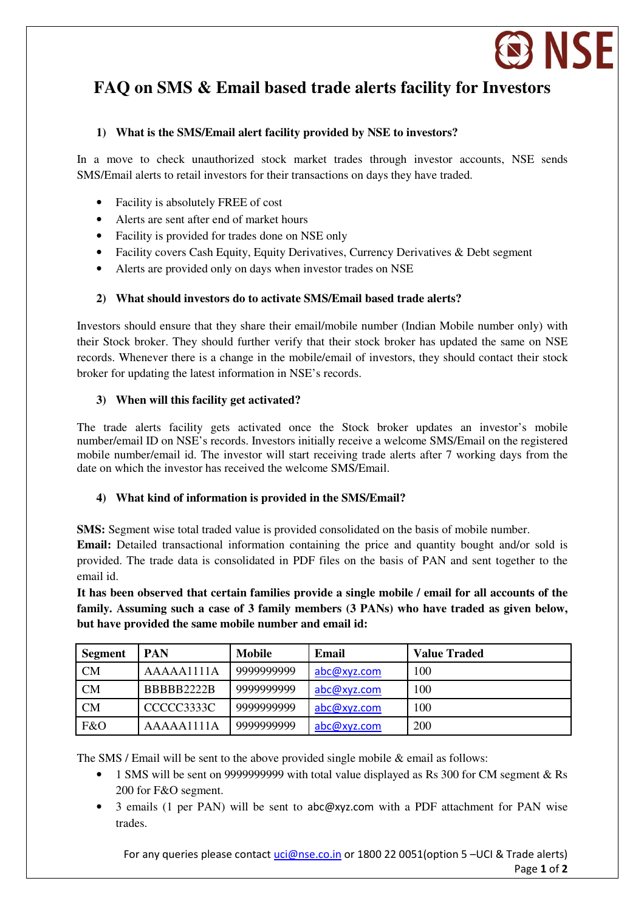# FAQ on SMS & Email based trade alerts facility for Investors

## 1) What is the SMS/Email alert facility provided by NSE to investors?

In a move to check unauthorized stock market trades through investor accounts, NSE sends SMS/Email alerts to retail investors for their transactions on days they have traded.

- Facility is absolutely FREE of cost
- Alerts are sent after end of market hours
- Facility is provided for trades done on NSE only
- Facility covers Cash Equity, Equity Derivatives, Currency Derivatives & Debt segment
- Alerts are provided only on days when investor trades on NSE

## 2) What should investors do to activate SMS/Email based trade alerts?

Investors should ensure that they share their email/mobile number (Indian Mobile number only) with their Stock broker. They should further verify that their stock broker has updated the same on NSE records. Whenever there is a change in the mobile/email of investors, they should contact their stock broker for updating the latest information in NSE's records.

## 3) When will this facility get activated?

The trade alerts facility gets activated once the Stock broker updates an investor's mobile number/email ID on NSE's records. Investors initially receive a welcome SMS/Email on the registered mobile number/email id. The investor will start receiving trade alerts after 7 working days from the date on which the investor has received the welcome SMS/Email.

## 4) What kind of information is provided in the SMS/Email?

**SMS:** Segment wise total traded value is provided consolidated on the basis of mobile number.
**Email:** Detailed transactional information containing the price and quantity bought and/or sold is provided. The trade data is consolidated in PDF files on the basis of PAN and sent together to the email id.

**It has been observed that certain families provide a single mobile / email for all accounts of the family. Assuming such a case of 3 family members (3 PANs) who have traded as given below, but have provided the same mobile number and email id:**

| Segment | PAN | Mobile | Email | Value Traded |
|---|---|---|---|---|
| CM | AAAAA1111A | 9999999999 | abc@xyz.com | 100 |
| CM | BBBBB2222B | 9999999999 | abc@xyz.com | 100 |
| CM | CCCCC3333C | 9999999999 | abc@xyz.com | 100 |
| F&O | AAAAA1111A | 9999999999 | abc@xyz.com | 200 |

The SMS / Email will be sent to the above provided single mobile & email as follows:

- 1 SMS will be sent on 9999999999 with total value displayed as Rs 300 for CM segment & Rs 200 for F&O segment.
- 3 emails (1 per PAN) will be sent to abc@xyz.com with a PDF attachment for PAN wise trades.

For any queries please contact uci@nse.co.in or 1800 22 0051(option 5 –UCI & Trade alerts)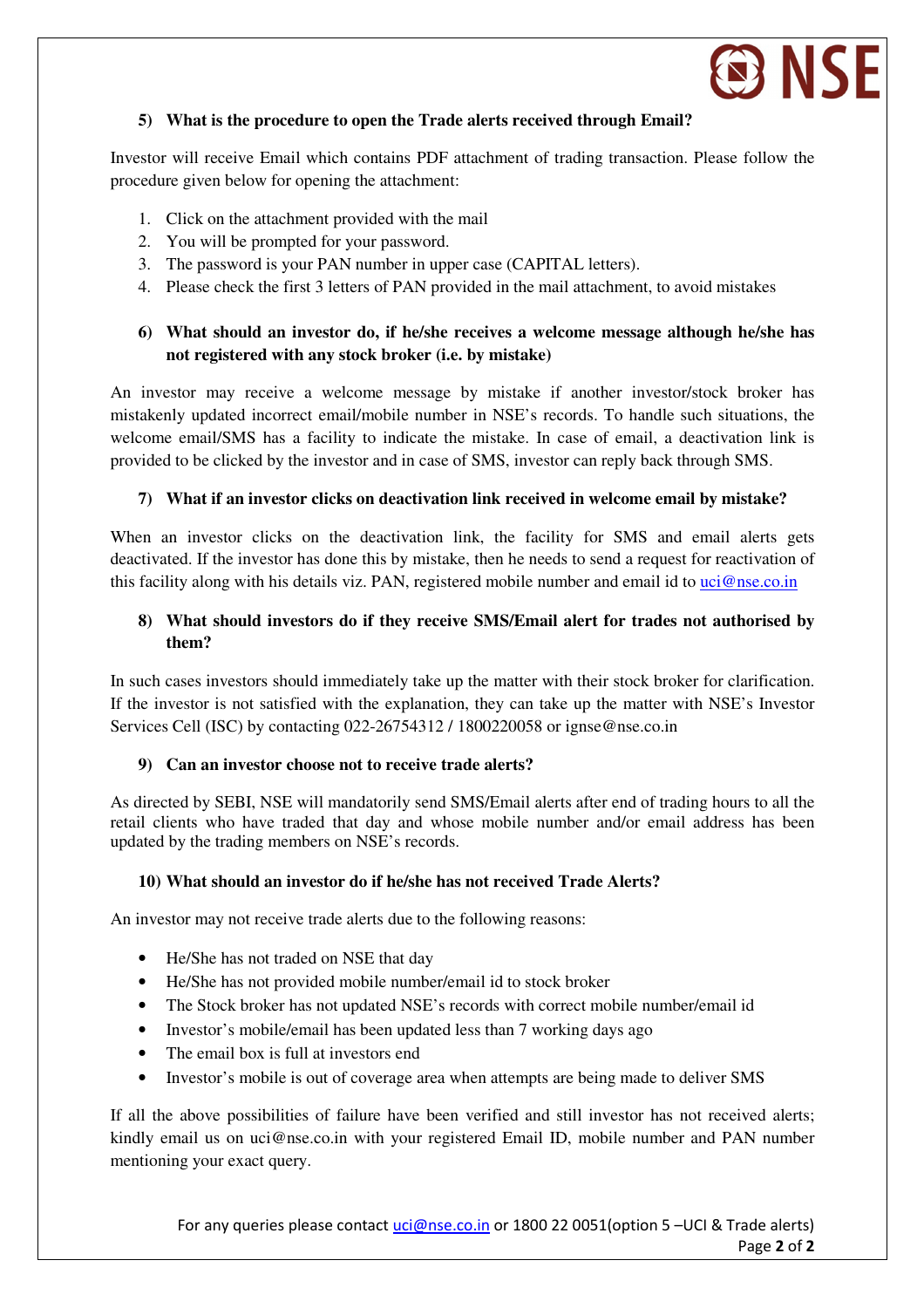### 5) What is the procedure to open the Trade alerts received through Email?

Investor will receive Email which contains PDF attachment of trading transaction. Please follow the procedure given below for opening the attachment:

1. Click on the attachment provided with the mail
2. You will be prompted for your password.
3. The password is your PAN number in upper case (CAPITAL letters).
4. Please check the first 3 letters of PAN provided in the mail attachment, to avoid mistakes

### 6) What should an investor do, if he/she receives a welcome message although he/she has not registered with any stock broker (i.e. by mistake)

An investor may receive a welcome message by mistake if another investor/stock broker has mistakenly updated incorrect email/mobile number in NSE's records. To handle such situations, the welcome email/SMS has a facility to indicate the mistake. In case of email, a deactivation link is provided to be clicked by the investor and in case of SMS, investor can reply back through SMS.

### 7) What if an investor clicks on deactivation link received in welcome email by mistake?

When an investor clicks on the deactivation link, the facility for SMS and email alerts gets deactivated. If the investor has done this by mistake, then he needs to send a request for reactivation of this facility along with his details viz. PAN, registered mobile number and email id to uci@nse.co.in

### 8) What should investors do if they receive SMS/Email alert for trades not authorised by them?

In such cases investors should immediately take up the matter with their stock broker for clarification. If the investor is not satisfied with the explanation, they can take up the matter with NSE's Investor Services Cell (ISC) by contacting 022-26754312 / 1800220058 or ignse@nse.co.in

### 9) Can an investor choose not to receive trade alerts?

As directed by SEBI, NSE will mandatorily send SMS/Email alerts after end of trading hours to all the retail clients who have traded that day and whose mobile number and/or email address has been updated by the trading members on NSE's records.

### 10) What should an investor do if he/she has not received Trade Alerts?

An investor may not receive trade alerts due to the following reasons:

- He/She has not traded on NSE that day
- He/She has not provided mobile number/email id to stock broker
- The Stock broker has not updated NSE's records with correct mobile number/email id
- Investor's mobile/email has been updated less than 7 working days ago
- The email box is full at investors end
- Investor's mobile is out of coverage area when attempts are being made to deliver SMS

If all the above possibilities of failure have been verified and still investor has not received alerts; kindly email us on uci@nse.co.in with your registered Email ID, mobile number and PAN number mentioning your exact query.

For any queries please contact uci@nse.co.in or 1800 22 0051(option 5 –UCI & Trade alerts)